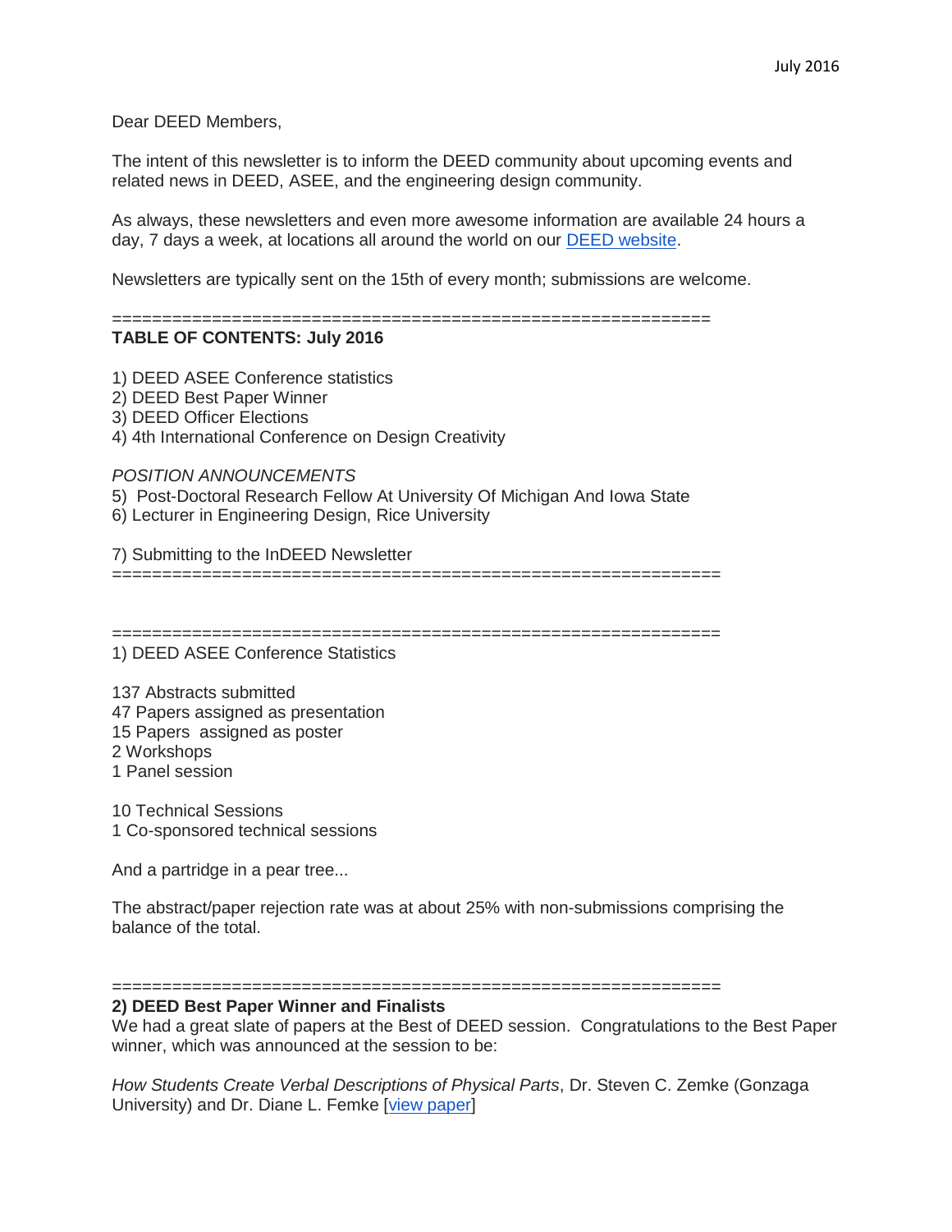July 2016

Dear DEED Members,

The intent of this newsletter is to inform the DEED community about upcoming events and related news in DEED, ASEE, and the engineering design community.

As always, these newsletters and even more awesome information are available 24 hours a day, 7 days a week, at locations all around the world on our [DEED website](#).

Newsletters are typically sent on the 15th of every month; submissions are welcome.

============================================================

**TABLE OF CONTENTS: July 2016**

1) DEED ASEE Conference statistics
2) DEED Best Paper Winner
3) DEED Officer Elections
4) 4th International Conference on Design Creativity

*POSITION ANNOUNCEMENTS*

5) Post-Doctoral Research Fellow At University Of Michigan And Iowa State
6) Lecturer in Engineering Design, Rice University

7) Submitting to the InDEED Newsletter

============================================================

============================================================

1) DEED ASEE Conference Statistics

137 Abstracts submitted
47 Papers assigned as presentation
15 Papers assigned as poster
2 Workshops
1 Panel session

10 Technical Sessions
1 Co-sponsored technical sessions

And a partridge in a pear tree...

The abstract/paper rejection rate was at about 25% with non-submissions comprising the balance of the total.

============================================================

**2) DEED Best Paper Winner and Finalists**

We had a great slate of papers at the Best of DEED session. Congratulations to the Best Paper winner, which was announced at the session to be:

*How Students Create Verbal Descriptions of Physical Parts*, Dr. Steven C. Zemke (Gonzaga University) and Dr. Diane L. Femke [[view paper](#)]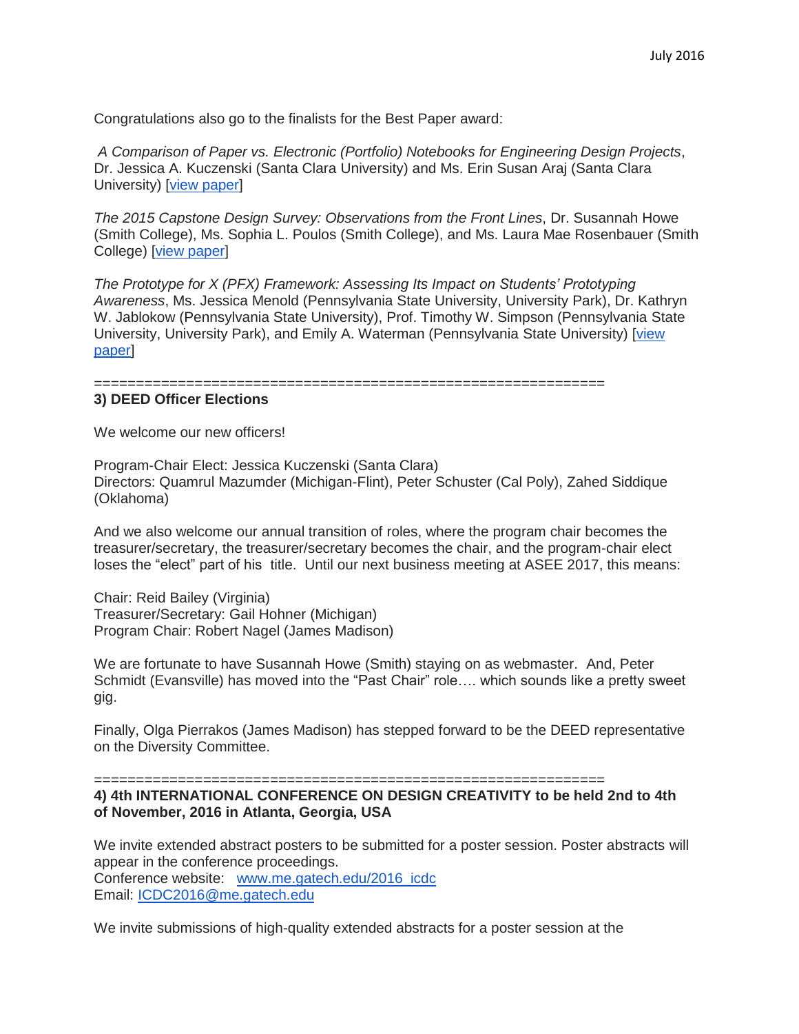Congratulations also go to the finalists for the Best Paper award:

*A Comparison of Paper vs. Electronic (Portfolio) Notebooks for Engineering Design Projects*, Dr. Jessica A. Kuczenski (Santa Clara University) and Ms. Erin Susan Araj (Santa Clara University) [view paper]

*The 2015 Capstone Design Survey: Observations from the Front Lines*, Dr. Susannah Howe (Smith College), Ms. Sophia L. Poulos (Smith College), and Ms. Laura Mae Rosenbauer (Smith College) [view paper]

*The Prototype for X (PFX) Framework: Assessing Its Impact on Students' Prototyping Awareness*, Ms. Jessica Menold (Pennsylvania State University, University Park), Dr. Kathryn W. Jablokow (Pennsylvania State University), Prof. Timothy W. Simpson (Pennsylvania State University, University Park), and Emily A. Waterman (Pennsylvania State University) [view paper]

============================================================

**3) DEED Officer Elections**

We welcome our new officers!

Program-Chair Elect: Jessica Kuczenski (Santa Clara)
Directors: Quamrul Mazumder (Michigan-Flint), Peter Schuster (Cal Poly), Zahed Siddique (Oklahoma)

And we also welcome our annual transition of roles, where the program chair becomes the treasurer/secretary, the treasurer/secretary becomes the chair, and the program-chair elect loses the "elect" part of his title. Until our next business meeting at ASEE 2017, this means:

Chair: Reid Bailey (Virginia)
Treasurer/Secretary: Gail Hohner (Michigan)
Program Chair: Robert Nagel (James Madison)

We are fortunate to have Susannah Howe (Smith) staying on as webmaster. And, Peter Schmidt (Evansville) has moved into the "Past Chair" role…. which sounds like a pretty sweet gig.

Finally, Olga Pierrakos (James Madison) has stepped forward to be the DEED representative on the Diversity Committee.

============================================================

**4) 4th INTERNATIONAL CONFERENCE ON DESIGN CREATIVITY to be held 2nd to 4th of November, 2016 in Atlanta, Georgia, USA**

We invite extended abstract posters to be submitted for a poster session. Poster abstracts will appear in the conference proceedings.
Conference website: www.me.gatech.edu/2016_icdc
Email: ICDC2016@me.gatech.edu

We invite submissions of high-quality extended abstracts for a poster session at the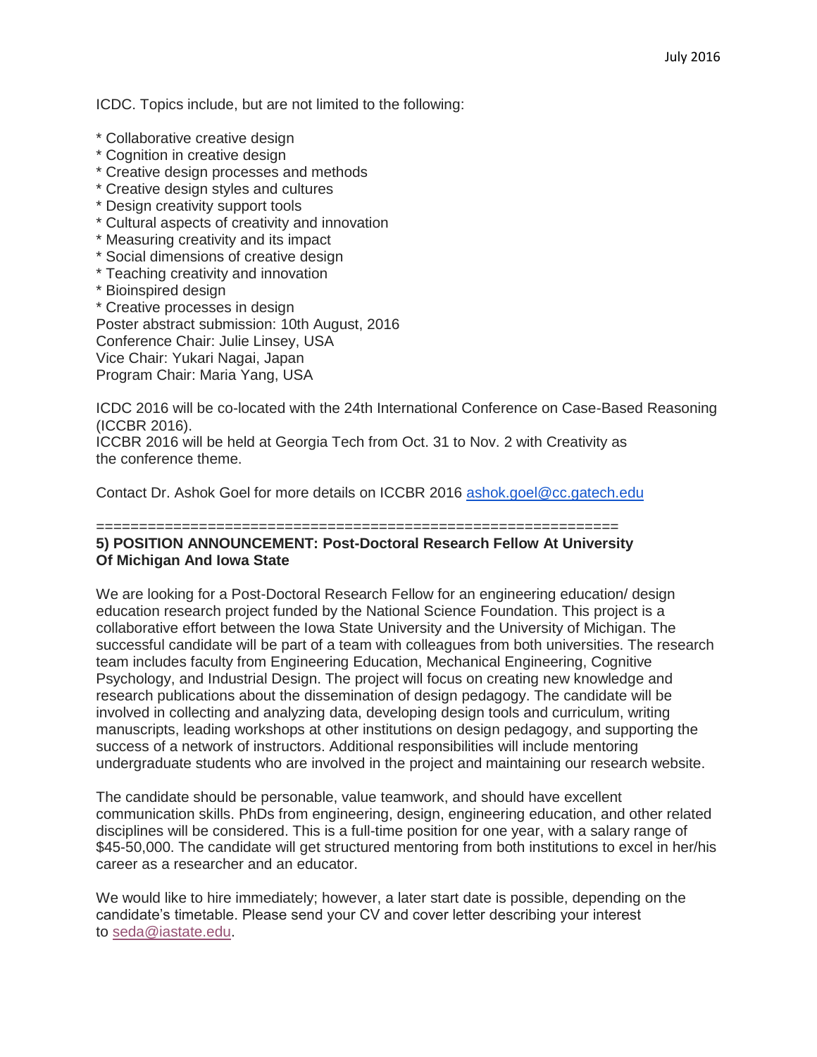ICDC. Topics include, but are not limited to the following:

* Collaborative creative design
* Cognition in creative design
* Creative design processes and methods
* Creative design styles and cultures
* Design creativity support tools
* Cultural aspects of creativity and innovation
* Measuring creativity and its impact
* Social dimensions of creative design
* Teaching creativity and innovation
* Bioinspired design
* Creative processes in design

Poster abstract submission: 10th August, 2016
Conference Chair: Julie Linsey, USA
Vice Chair: Yukari Nagai, Japan
Program Chair: Maria Yang, USA

ICDC 2016 will be co-located with the 24th International Conference on Case-Based Reasoning (ICCBR 2016).
ICCBR 2016 will be held at Georgia Tech from Oct. 31 to Nov. 2 with Creativity as the conference theme.

Contact Dr. Ashok Goel for more details on ICCBR 2016 ashok.goel@cc.gatech.edu

============================================================

**5) POSITION ANNOUNCEMENT: Post-Doctoral Research Fellow At University Of Michigan And Iowa State**

We are looking for a Post-Doctoral Research Fellow for an engineering education/ design education research project funded by the National Science Foundation. This project is a collaborative effort between the Iowa State University and the University of Michigan. The successful candidate will be part of a team with colleagues from both universities. The research team includes faculty from Engineering Education, Mechanical Engineering, Cognitive Psychology, and Industrial Design. The project will focus on creating new knowledge and research publications about the dissemination of design pedagogy. The candidate will be involved in collecting and analyzing data, developing design tools and curriculum, writing manuscripts, leading workshops at other institutions on design pedagogy, and supporting the success of a network of instructors. Additional responsibilities will include mentoring undergraduate students who are involved in the project and maintaining our research website.

The candidate should be personable, value teamwork, and should have excellent communication skills. PhDs from engineering, design, engineering education, and other related disciplines will be considered. This is a full-time position for one year, with a salary range of \$45-50,000. The candidate will get structured mentoring from both institutions to excel in her/his career as a researcher and an educator.

We would like to hire immediately; however, a later start date is possible, depending on the candidate's timetable. Please send your CV and cover letter describing your interest to seda@iastate.edu.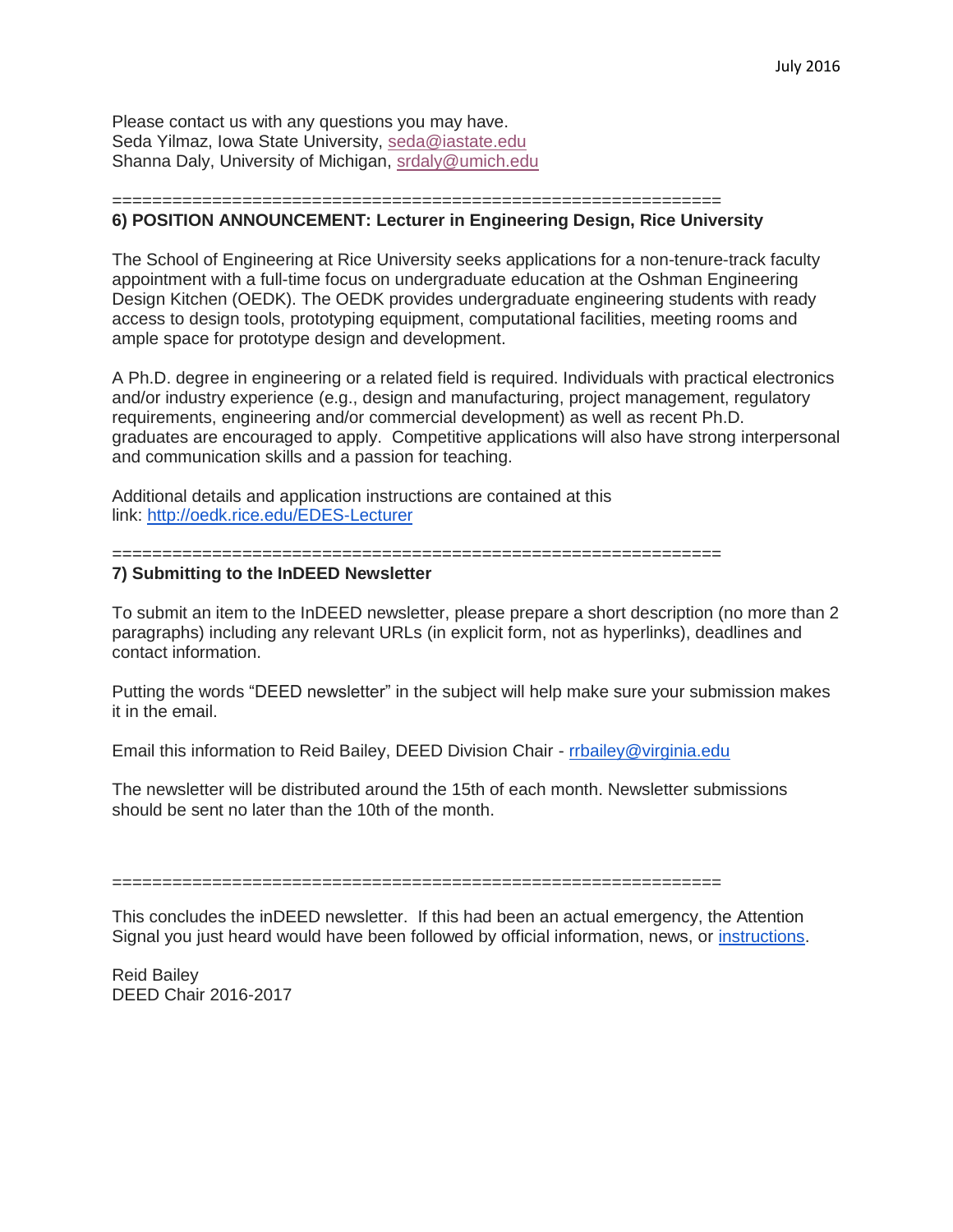Please contact us with any questions you may have.
Seda Yilmaz, Iowa State University, seda@iastate.edu
Shanna Daly, University of Michigan, srdaly@umich.edu

============================================================

**6) POSITION ANNOUNCEMENT: Lecturer in Engineering Design, Rice University**

The School of Engineering at Rice University seeks applications for a non-tenure-track faculty appointment with a full-time focus on undergraduate education at the Oshman Engineering Design Kitchen (OEDK). The OEDK provides undergraduate engineering students with ready access to design tools, prototyping equipment, computational facilities, meeting rooms and ample space for prototype design and development.

A Ph.D. degree in engineering or a related field is required. Individuals with practical electronics and/or industry experience (e.g., design and manufacturing, project management, regulatory requirements, engineering and/or commercial development) as well as recent Ph.D. graduates are encouraged to apply. Competitive applications will also have strong interpersonal and communication skills and a passion for teaching.

Additional details and application instructions are contained at this link: http://oedk.rice.edu/EDES-Lecturer

============================================================

**7) Submitting to the InDEED Newsletter**

To submit an item to the InDEED newsletter, please prepare a short description (no more than 2 paragraphs) including any relevant URLs (in explicit form, not as hyperlinks), deadlines and contact information.

Putting the words "DEED newsletter" in the subject will help make sure your submission makes it in the email.

Email this information to Reid Bailey, DEED Division Chair - rrbailey@virginia.edu

The newsletter will be distributed around the 15th of each month. Newsletter submissions should be sent no later than the 10th of the month.

============================================================

This concludes the inDEED newsletter. If this had been an actual emergency, the Attention Signal you just heard would have been followed by official information, news, or instructions.

Reid Bailey
DEED Chair 2016-2017